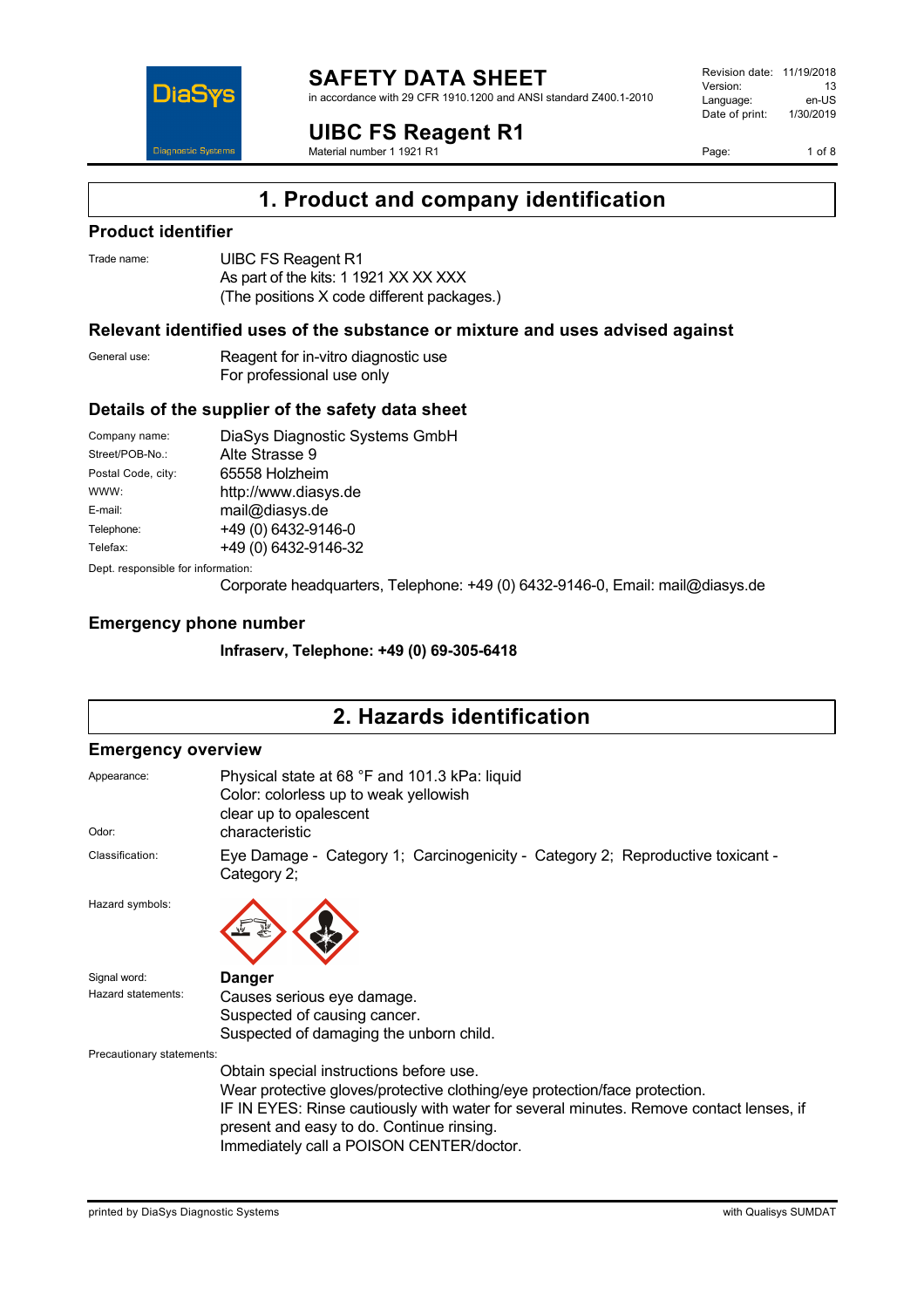# SAFETY DATA SHEET

in accordance with 29 CFR 1910.1200 and ANSI standard Z400.1-2010

Revision date: 11/19/2018
Version: 13
Language: en-US
Date of print: 1/30/2019

## UIBC FS Reagent R1

Material number 1 1921 R1

# 1. Product and company identification

## Product identifier

Trade name: UIBC FS Reagent R1
As part of the kits: 1 1921 XX XX XXX
(The positions X code different packages.)

## Relevant identified uses of the substance or mixture and uses advised against

General use: Reagent for in-vitro diagnostic use
For professional use only

## Details of the supplier of the safety data sheet

Company name: DiaSys Diagnostic Systems GmbH
Street/POB-No.: Alte Strasse 9
Postal Code, city: 65558 Holzheim
WWW: http://www.diasys.de
E-mail: mail@diasys.de
Telephone: +49 (0) 6432-9146-0
Telefax: +49 (0) 6432-9146-32

Dept. responsible for information:
Corporate headquarters, Telephone: +49 (0) 6432-9146-0, Email: mail@diasys.de

## Emergency phone number

**Infraserv, Telephone: +49 (0) 69-305-6418**

# 2. Hazards identification

## Emergency overview

Appearance: Physical state at 68 °F and 101.3 kPa: liquid
Color: colorless up to weak yellowish
clear up to opalescent

Odor: characteristic

Classification: Eye Damage - Category 1; Carcinogenicity - Category 2; Reproductive toxicant - Category 2;

Hazard symbols:

Signal word: **Danger**

Hazard statements:
Causes serious eye damage.
Suspected of causing cancer.
Suspected of damaging the unborn child.

Precautionary statements:
Obtain special instructions before use.
Wear protective gloves/protective clothing/eye protection/face protection.
IF IN EYES: Rinse cautiously with water for several minutes. Remove contact lenses, if present and easy to do. Continue rinsing.
Immediately call a POISON CENTER/doctor.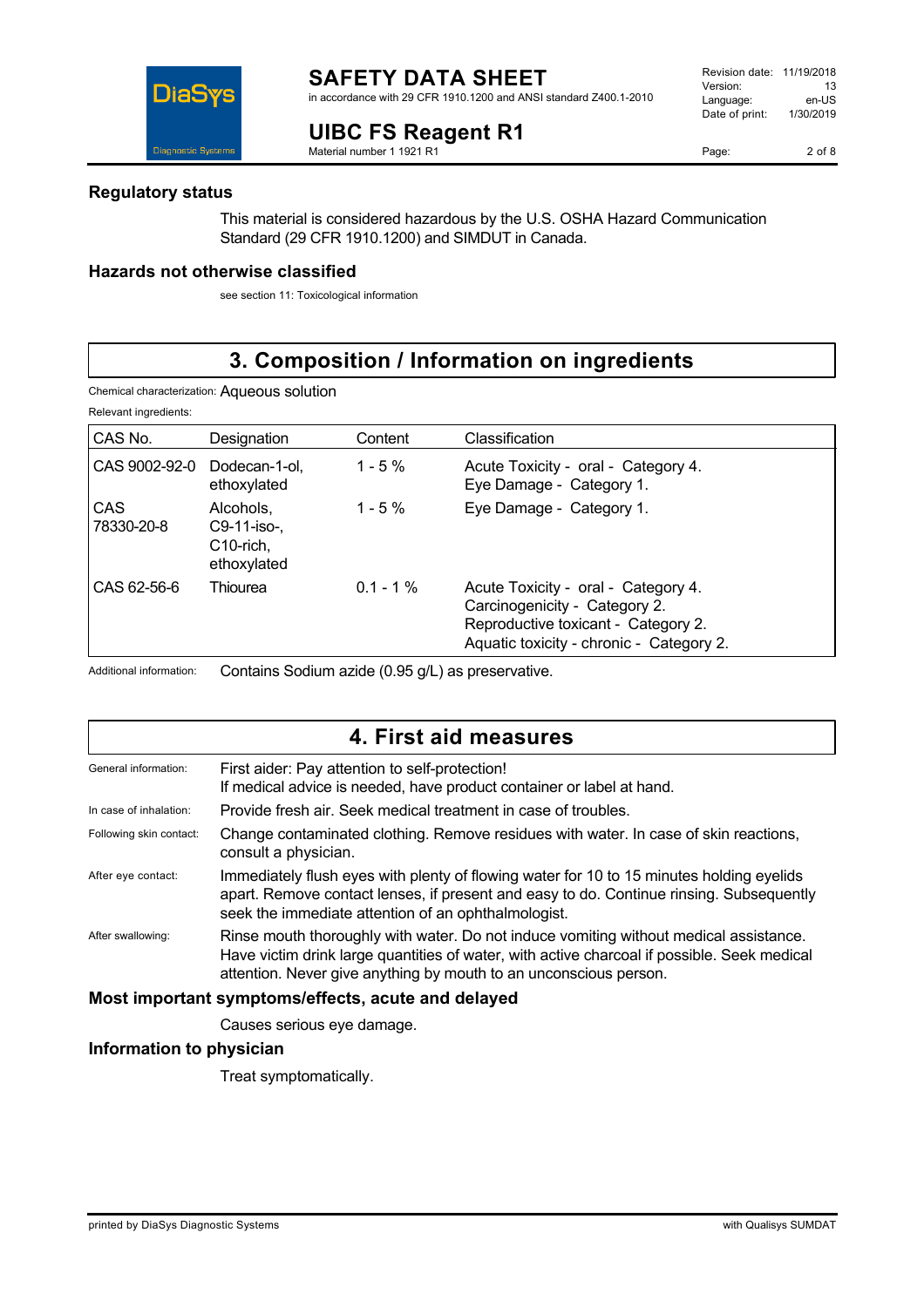### Regulatory status

This material is considered hazardous by the U.S. OSHA Hazard Communication Standard (29 CFR 1910.1200) and SIMDUT in Canada.

### Hazards not otherwise classified

see section 11: Toxicological information

## 3. Composition / Information on ingredients

Chemical characterization: Aqueous solution

Relevant ingredients:

| CAS No. | Designation | Content | Classification |
|---|---|---|---|
| CAS 9002-92-0 | Dodecan-1-ol, ethoxylated | 1 - 5 % | Acute Toxicity - oral - Category 4.<br>Eye Damage - Category 1. |
| CAS 78330-20-8 | Alcohols, C9-11-iso-, C10-rich, ethoxylated | 1 - 5 % | Eye Damage - Category 1. |
| CAS 62-56-6 | Thiourea | 0.1 - 1 % | Acute Toxicity - oral - Category 4.<br>Carcinogenicity - Category 2.<br>Reproductive toxicant - Category 2.<br>Aquatic toxicity - chronic - Category 2. |

Additional information: Contains Sodium azide (0.95 g/L) as preservative.

## 4. First aid measures

General information: First aider: Pay attention to self-protection!
If medical advice is needed, have product container or label at hand.

In case of inhalation: Provide fresh air. Seek medical treatment in case of troubles.

Following skin contact: Change contaminated clothing. Remove residues with water. In case of skin reactions, consult a physician.

After eye contact: Immediately flush eyes with plenty of flowing water for 10 to 15 minutes holding eyelids apart. Remove contact lenses, if present and easy to do. Continue rinsing. Subsequently seek the immediate attention of an ophthalmologist.

After swallowing: Rinse mouth thoroughly with water. Do not induce vomiting without medical assistance. Have victim drink large quantities of water, with active charcoal if possible. Seek medical attention. Never give anything by mouth to an unconscious person.

### Most important symptoms/effects, acute and delayed

Causes serious eye damage.

### Information to physician

Treat symptomatically.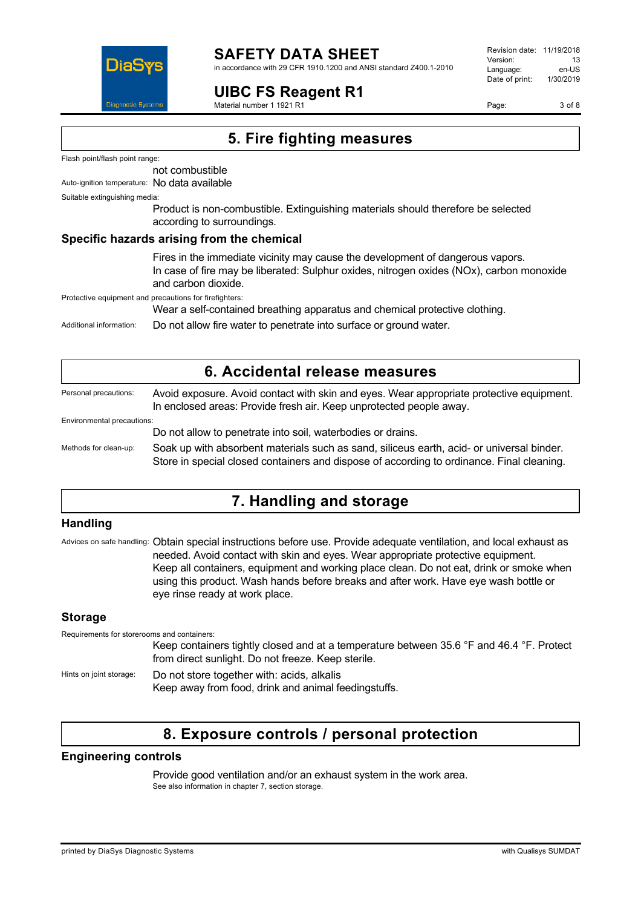## 5. Fire fighting measures

Flash point/flash point range:
not combustible

Auto-ignition temperature: No data available

Suitable extinguishing media:
Product is non-combustible. Extinguishing materials should therefore be selected according to surroundings.

### Specific hazards arising from the chemical

Fires in the immediate vicinity may cause the development of dangerous vapors.
In case of fire may be liberated: Sulphur oxides, nitrogen oxides (NOx), carbon monoxide and carbon dioxide.

Protective equipment and precautions for firefighters:
Wear a self-contained breathing apparatus and chemical protective clothing.

Additional information: Do not allow fire water to penetrate into surface or ground water.

## 6. Accidental release measures

Personal precautions: Avoid exposure. Avoid contact with skin and eyes. Wear appropriate protective equipment. In enclosed areas: Provide fresh air. Keep unprotected people away.

Environmental precautions:
Do not allow to penetrate into soil, waterbodies or drains.

Methods for clean-up: Soak up with absorbent materials such as sand, siliceus earth, acid- or universal binder. Store in special closed containers and dispose of according to ordinance. Final cleaning.

## 7. Handling and storage

### Handling

Advices on safe handling: Obtain special instructions before use. Provide adequate ventilation, and local exhaust as needed. Avoid contact with skin and eyes. Wear appropriate protective equipment. Keep all containers, equipment and working place clean. Do not eat, drink or smoke when using this product. Wash hands before breaks and after work. Have eye wash bottle or eye rinse ready at work place.

### Storage

Requirements for storerooms and containers:
Keep containers tightly closed and at a temperature between 35.6 °F and 46.4 °F. Protect from direct sunlight. Do not freeze. Keep sterile.

Hints on joint storage: Do not store together with: acids, alkalis
Keep away from food, drink and animal feedingstuffs.

## 8. Exposure controls / personal protection

### Engineering controls

Provide good ventilation and/or an exhaust system in the work area.
See also information in chapter 7, section storage.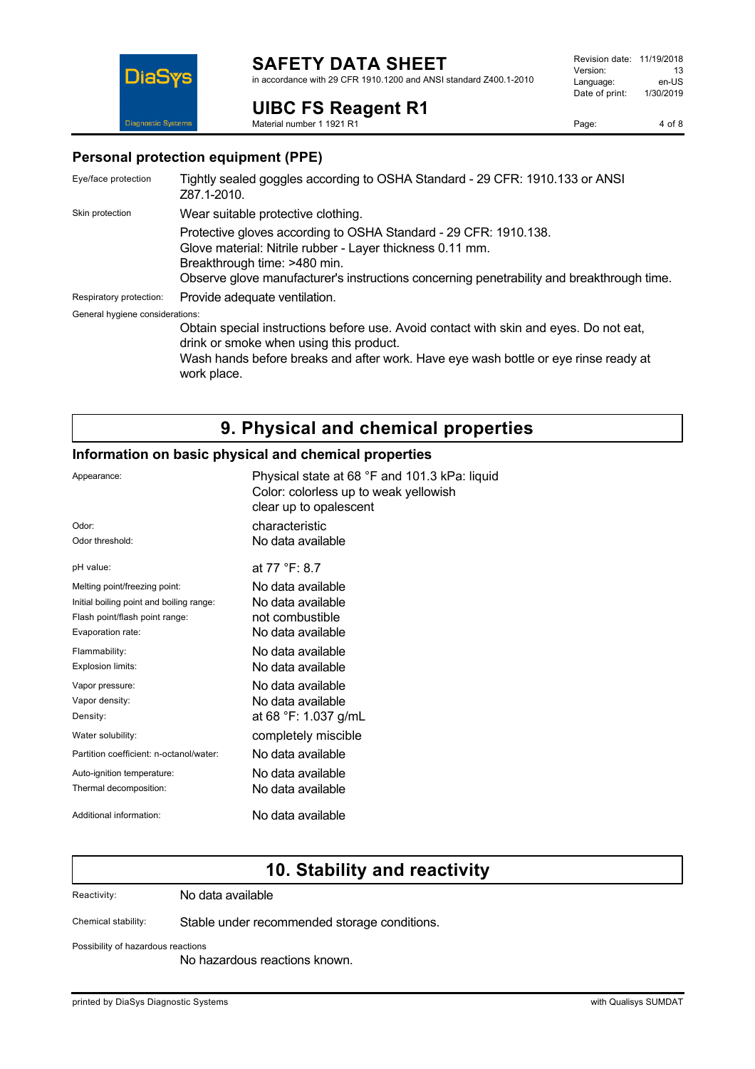### Personal protection equipment (PPE)

| | |
|---|---|
| Eye/face protection | Tightly sealed goggles according to OSHA Standard - 29 CFR: 1910.133 or ANSI Z87.1-2010. |
| Skin protection | Wear suitable protective clothing.<br>Protective gloves according to OSHA Standard - 29 CFR: 1910.138.<br>Glove material: Nitrile rubber - Layer thickness 0.11 mm.<br>Breakthrough time: >480 min.<br>Observe glove manufacturer's instructions concerning penetrability and breakthrough time. |
| Respiratory protection: | Provide adequate ventilation. |

General hygiene considerations:

Obtain special instructions before use. Avoid contact with skin and eyes. Do not eat, drink or smoke when using this product.
Wash hands before breaks and after work. Have eye wash bottle or eye rinse ready at work place.

# 9. Physical and chemical properties

### Information on basic physical and chemical properties

| | |
|---|---|
| Appearance: | Physical state at 68 °F and 101.3 kPa: liquid<br>Color: colorless up to weak yellowish<br>clear up to opalescent |
| Odor: | characteristic |
| Odor threshold: | No data available |
| pH value: | at 77 °F: 8.7 |
| Melting point/freezing point: | No data available |
| Initial boiling point and boiling range: | No data available |
| Flash point/flash point range: | not combustible |
| Evaporation rate: | No data available |
| Flammability: | No data available |
| Explosion limits: | No data available |
| Vapor pressure: | No data available |
| Vapor density: | No data available |
| Density: | at 68 °F: 1.037 g/mL |
| Water solubility: | completely miscible |
| Partition coefficient: n-octanol/water: | No data available |
| Auto-ignition temperature: | No data available |
| Thermal decomposition: | No data available |
| Additional information: | No data available |

# 10. Stability and reactivity

| | |
|---|---|
| Reactivity: | No data available |
| Chemical stability: | Stable under recommended storage conditions. |

Possibility of hazardous reactions

No hazardous reactions known.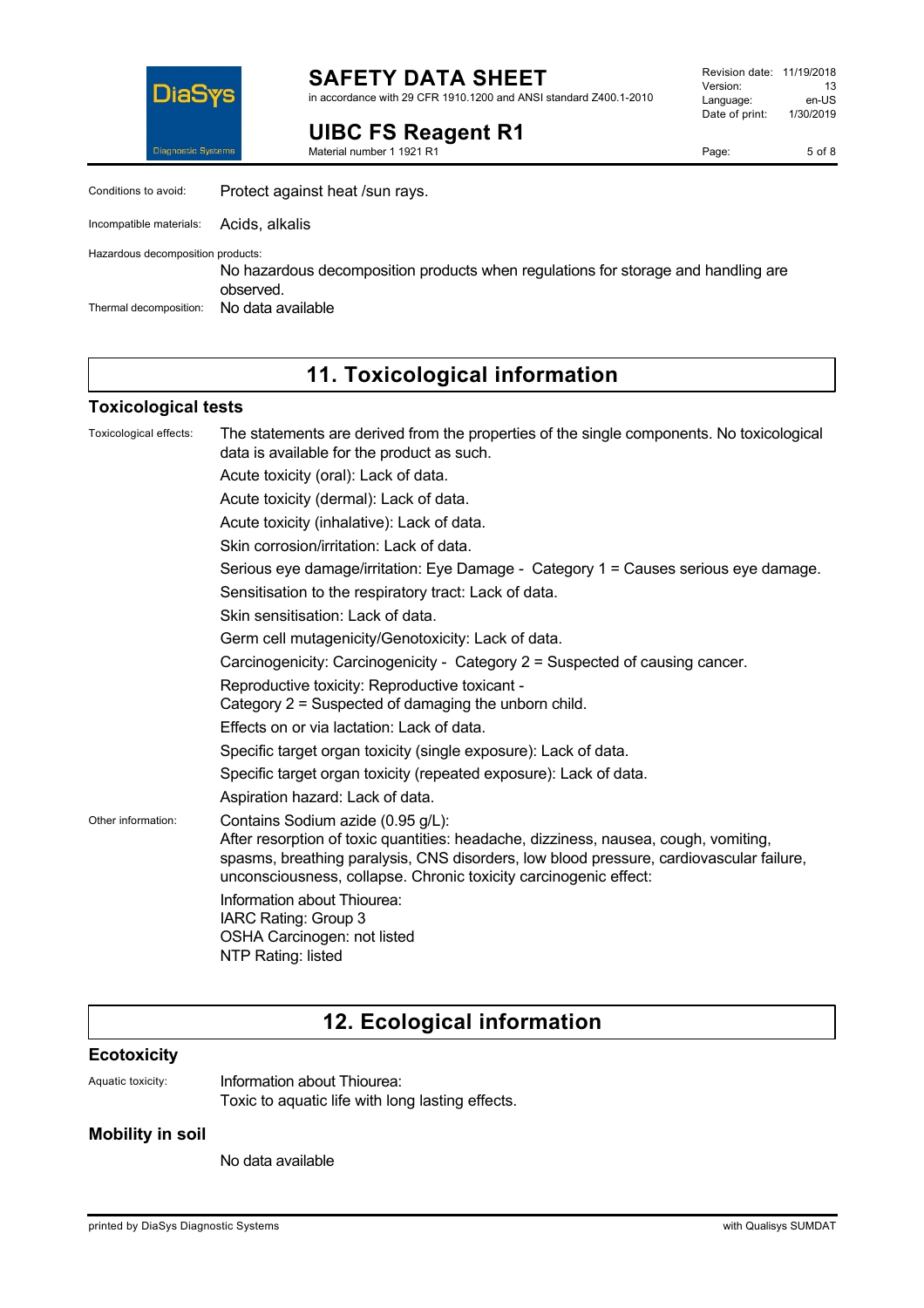Conditions to avoid: Protect against heat /sun rays.

Incompatible materials: Acids, alkalis

Hazardous decomposition products:
No hazardous decomposition products when regulations for storage and handling are observed.

Thermal decomposition: No data available

## 11. Toxicological information

### Toxicological tests

Toxicological effects: The statements are derived from the properties of the single components. No toxicological data is available for the product as such.

Acute toxicity (oral): Lack of data.

Acute toxicity (dermal): Lack of data.

Acute toxicity (inhalative): Lack of data.

Skin corrosion/irritation: Lack of data.

Serious eye damage/irritation: Eye Damage - Category 1 = Causes serious eye damage.

Sensitisation to the respiratory tract: Lack of data.

Skin sensitisation: Lack of data.

Germ cell mutagenicity/Genotoxicity: Lack of data.

Carcinogenicity: Carcinogenicity - Category 2 = Suspected of causing cancer.

Reproductive toxicity: Reproductive toxicant -
Category 2 = Suspected of damaging the unborn child.

Effects on or via lactation: Lack of data.

Specific target organ toxicity (single exposure): Lack of data.

Specific target organ toxicity (repeated exposure): Lack of data.

Aspiration hazard: Lack of data.

Other information: Contains Sodium azide (0.95 g/L):
After resorption of toxic quantities: headache, dizziness, nausea, cough, vomiting, spasms, breathing paralysis, CNS disorders, low blood pressure, cardiovascular failure, unconsciousness, collapse. Chronic toxicity carcinogenic effect:

Information about Thiourea:
IARC Rating: Group 3
OSHA Carcinogen: not listed
NTP Rating: listed

## 12. Ecological information

### Ecotoxicity

Aquatic toxicity: Information about Thiourea:
Toxic to aquatic life with long lasting effects.

### Mobility in soil

No data available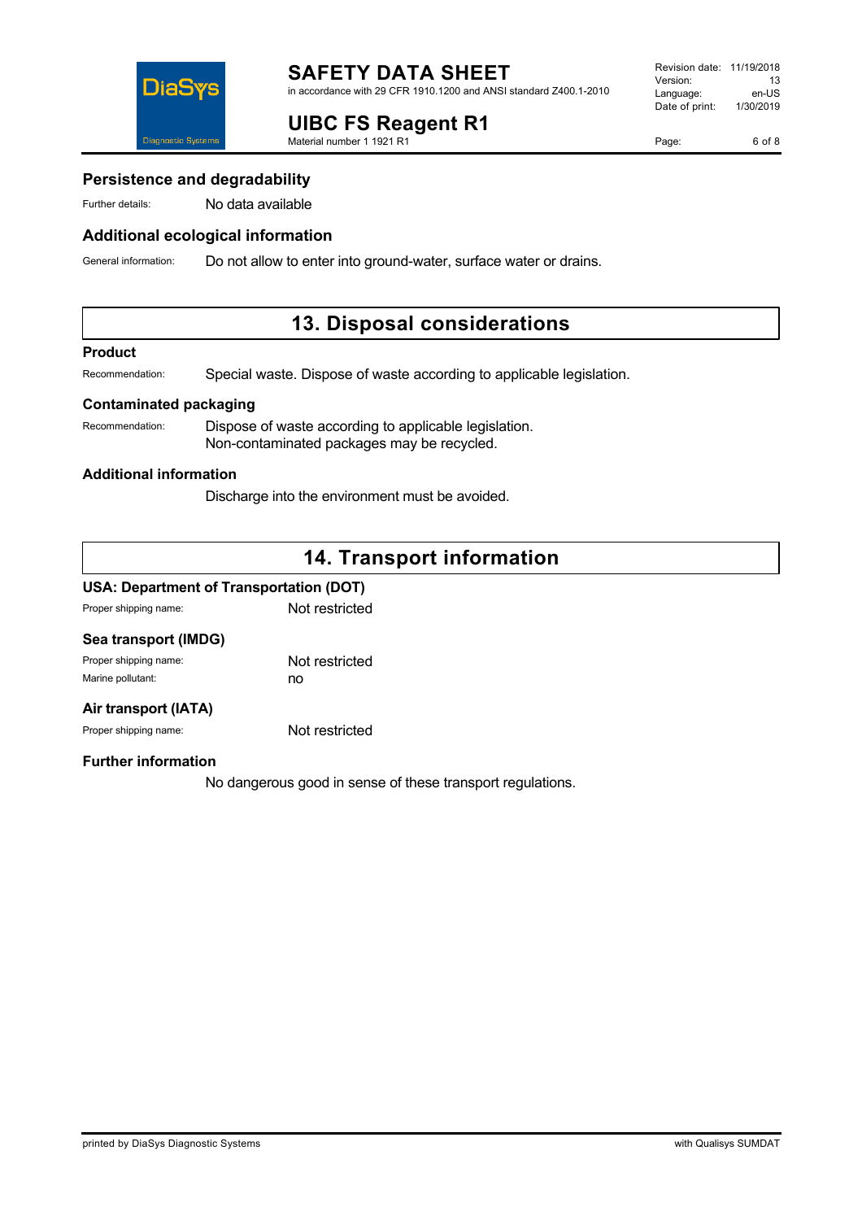### Persistence and degradability

Further details: No data available

### Additional ecological information

General information: Do not allow to enter into ground-water, surface water or drains.

## 13. Disposal considerations

### Product

Recommendation: Special waste. Dispose of waste according to applicable legislation.

### Contaminated packaging

Recommendation: Dispose of waste according to applicable legislation.
Non-contaminated packages may be recycled.

### Additional information

Discharge into the environment must be avoided.

## 14. Transport information

### USA: Department of Transportation (DOT)

Proper shipping name: Not restricted

### Sea transport (IMDG)

Proper shipping name: Not restricted
Marine pollutant: no

### Air transport (IATA)

Proper shipping name: Not restricted

### Further information

No dangerous good in sense of these transport regulations.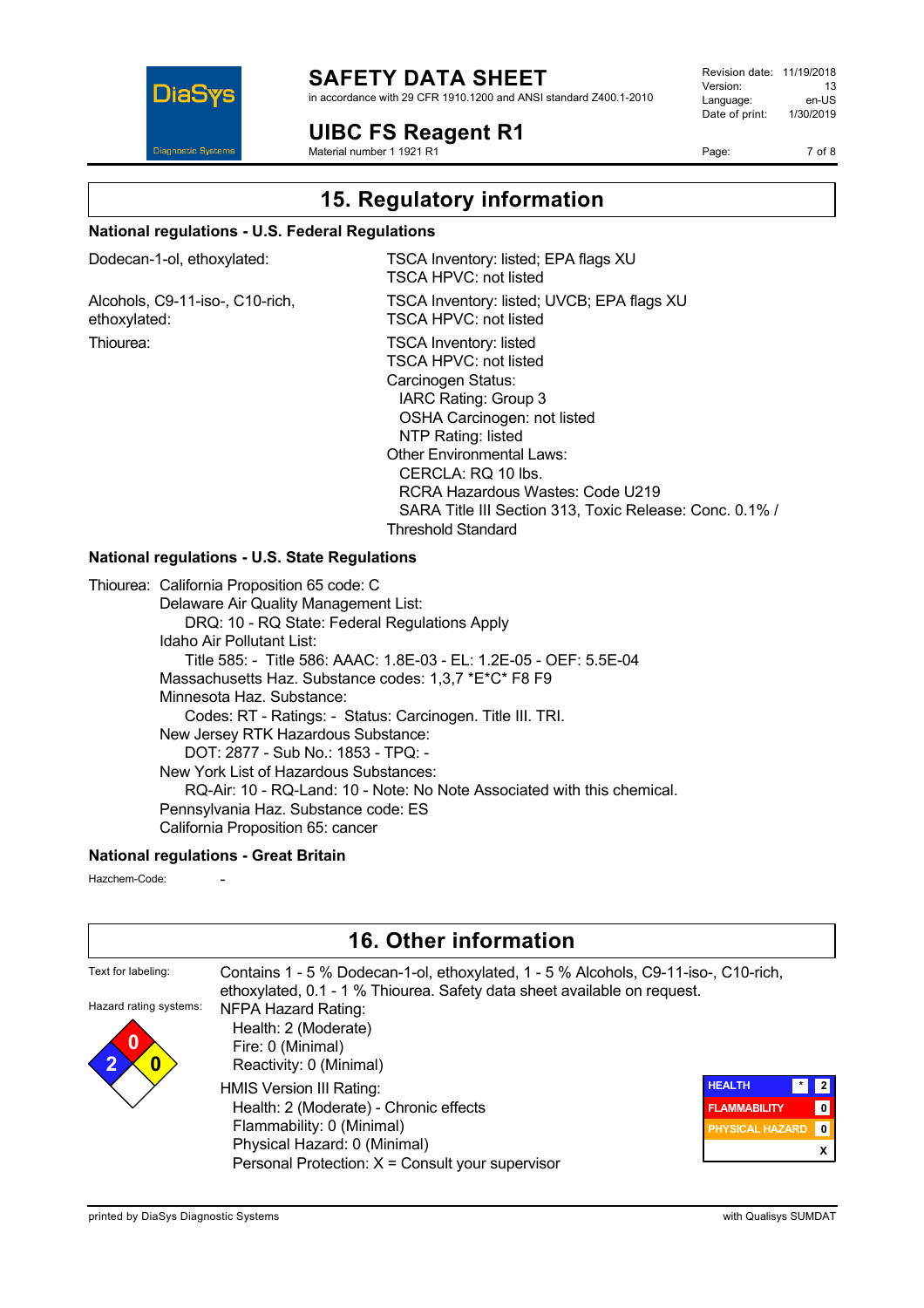## 15. Regulatory information

### National regulations - U.S. Federal Regulations

| | |
|---|---|
| Dodecan-1-ol, ethoxylated: | TSCA Inventory: listed; EPA flags XU<br>TSCA HPVC: not listed |
| Alcohols, C9-11-iso-, C10-rich, ethoxylated: | TSCA Inventory: listed; UVCB; EPA flags XU<br>TSCA HPVC: not listed |
| Thiourea: | TSCA Inventory: listed<br>TSCA HPVC: not listed<br>Carcinogen Status:<br>IARC Rating: Group 3<br>OSHA Carcinogen: not listed<br>NTP Rating: listed<br>Other Environmental Laws:<br>CERCLA: RQ 10 lbs.<br>RCRA Hazardous Wastes: Code U219<br>SARA Title III Section 313, Toxic Release: Conc. 0.1% / Threshold Standard |

### National regulations - U.S. State Regulations

Thiourea: California Proposition 65 code: C
Delaware Air Quality Management List:
DRQ: 10 - RQ State: Federal Regulations Apply
Idaho Air Pollutant List:
Title 585: - Title 586: AAAC: 1.8E-03 - EL: 1.2E-05 - OEF: 5.5E-04
Massachusetts Haz. Substance codes: 1,3,7 *E*C* F8 F9
Minnesota Haz. Substance:
Codes: RT - Ratings: - Status: Carcinogen. Title III. TRI.
New Jersey RTK Hazardous Substance:
DOT: 2877 - Sub No.: 1853 - TPQ: -
New York List of Hazardous Substances:
RQ-Air: 10 - RQ-Land: 10 - Note: No Note Associated with this chemical.
Pennsylvania Haz. Substance code: ES
California Proposition 65: cancer

### National regulations - Great Britain

Hazchem-Code: -

## 16. Other information

**Text for labeling:** Contains 1 - 5 % Dodecan-1-ol, ethoxylated, 1 - 5 % Alcohols, C9-11-iso-, C10-rich, ethoxylated, 0.1 - 1 % Thiourea. Safety data sheet available on request.

**Hazard rating systems:**

NFPA Hazard Rating:
- Health: 2 (Moderate)
- Fire: 0 (Minimal)
- Reactivity: 0 (Minimal)

HMIS Version III Rating:
- Health: 2 (Moderate) - Chronic effects
- Flammability: 0 (Minimal)
- Physical Hazard: 0 (Minimal)
- Personal Protection: X = Consult your supervisor

| | | |
|---|---|---|
| HEALTH | * | 2 |
| FLAMMABILITY | | 0 |
| PHYSICAL HAZARD | | 0 |
| | | X |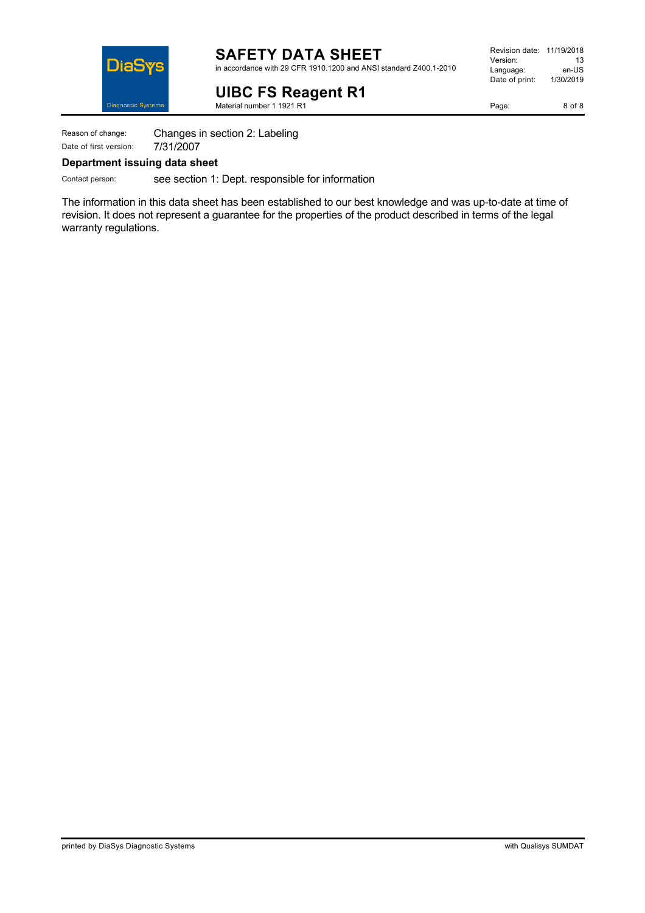Reason of change: Changes in section 2: Labeling

Date of first version: 7/31/2007

**Department issuing data sheet**

Contact person: see section 1: Dept. responsible for information

The information in this data sheet has been established to our best knowledge and was up-to-date at time of revision. It does not represent a guarantee for the properties of the product described in terms of the legal warranty regulations.